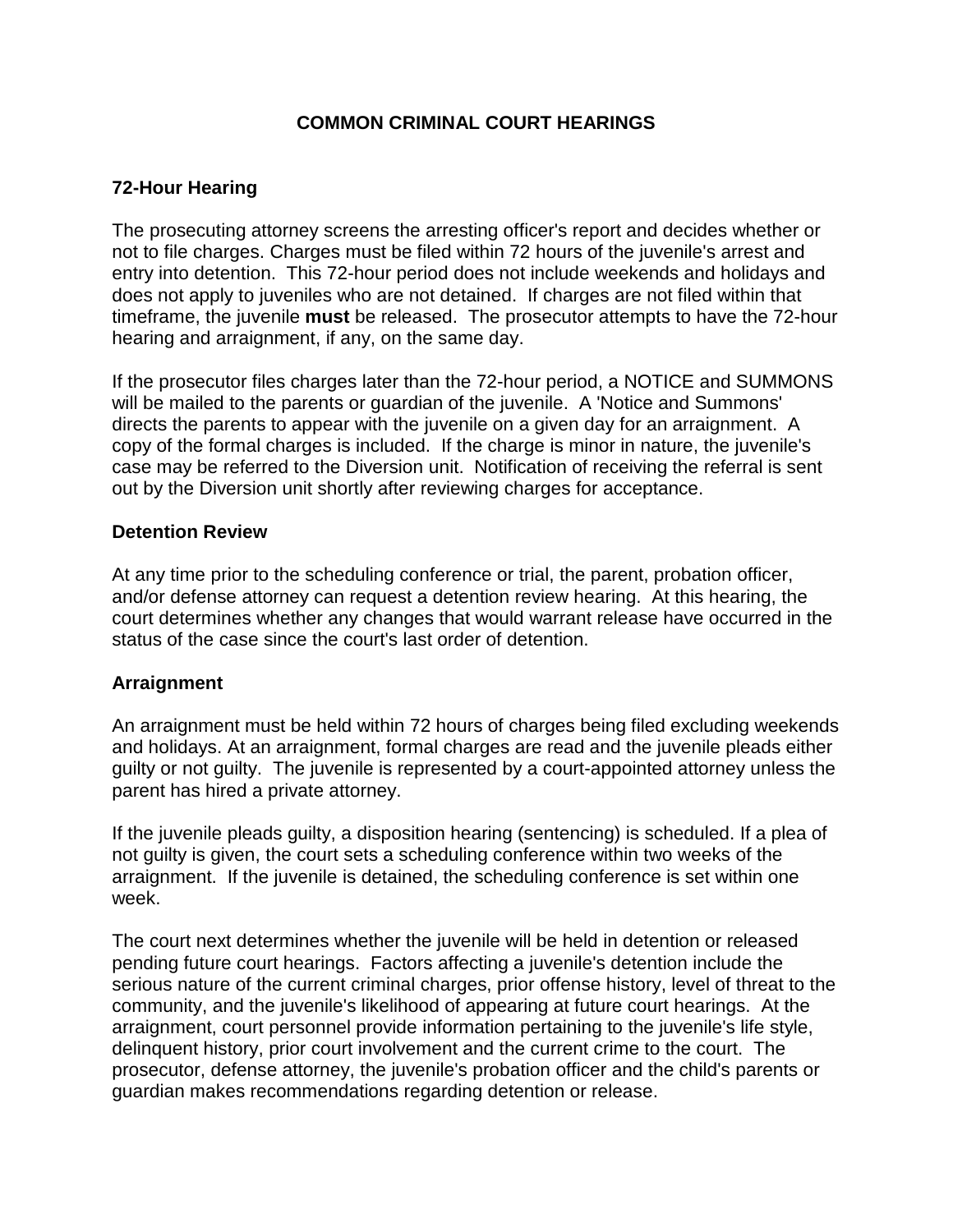# COMMON CRIMINAL COURT HEARINGS

## 72-Hour Hearing

The prosecuting attorney screens the arresting officer's report and decides whether or not to file charges. Charges must be filed within 72 hours of the juvenile's arrest and entry into detention. This 72-hour period does not include weekends and holidays and does not apply to juveniles who are not detained. If charges are not filed within that timeframe, the juvenile **must** be released. The prosecutor attempts to have the 72-hour hearing and arraignment, if any, on the same day.

If the prosecutor files charges later than the 72-hour period, a NOTICE and SUMMONS will be mailed to the parents or guardian of the juvenile. A 'Notice and Summons' directs the parents to appear with the juvenile on a given day for an arraignment. A copy of the formal charges is included. If the charge is minor in nature, the juvenile's case may be referred to the Diversion unit. Notification of receiving the referral is sent out by the Diversion unit shortly after reviewing charges for acceptance.

## Detention Review

At any time prior to the scheduling conference or trial, the parent, probation officer, and/or defense attorney can request a detention review hearing. At this hearing, the court determines whether any changes that would warrant release have occurred in the status of the case since the court's last order of detention.

## Arraignment

An arraignment must be held within 72 hours of charges being filed excluding weekends and holidays. At an arraignment, formal charges are read and the juvenile pleads either guilty or not guilty. The juvenile is represented by a court-appointed attorney unless the parent has hired a private attorney.

If the juvenile pleads guilty, a disposition hearing (sentencing) is scheduled. If a plea of not guilty is given, the court sets a scheduling conference within two weeks of the arraignment. If the juvenile is detained, the scheduling conference is set within one week.

The court next determines whether the juvenile will be held in detention or released pending future court hearings. Factors affecting a juvenile's detention include the serious nature of the current criminal charges, prior offense history, level of threat to the community, and the juvenile's likelihood of appearing at future court hearings. At the arraignment, court personnel provide information pertaining to the juvenile's life style, delinquent history, prior court involvement and the current crime to the court. The prosecutor, defense attorney, the juvenile's probation officer and the child's parents or guardian makes recommendations regarding detention or release.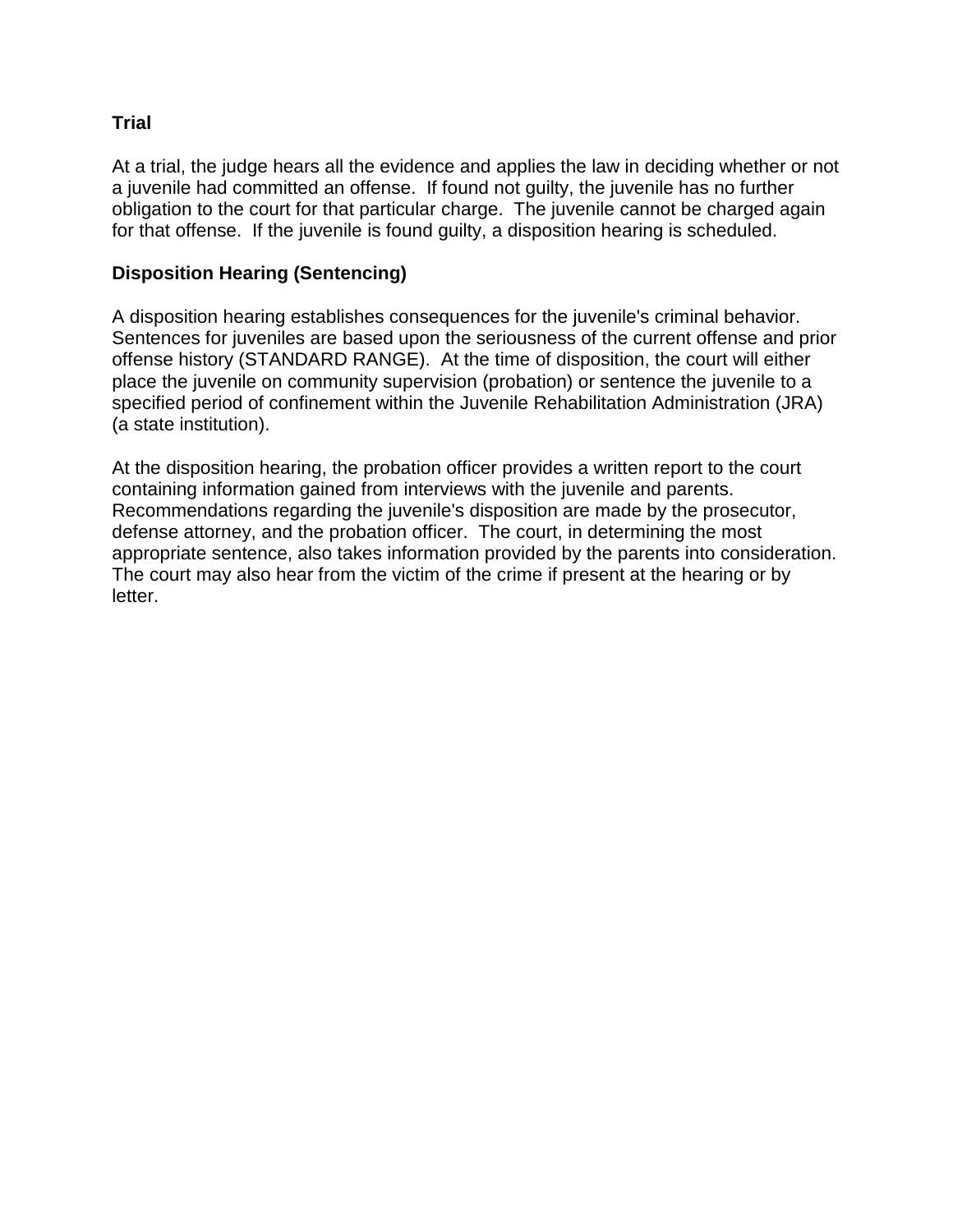**Trial**

At a trial, the judge hears all the evidence and applies the law in deciding whether or not a juvenile had committed an offense. If found not guilty, the juvenile has no further obligation to the court for that particular charge. The juvenile cannot be charged again for that offense. If the juvenile is found guilty, a disposition hearing is scheduled.

**Disposition Hearing (Sentencing)**

A disposition hearing establishes consequences for the juvenile's criminal behavior. Sentences for juveniles are based upon the seriousness of the current offense and prior offense history (STANDARD RANGE). At the time of disposition, the court will either place the juvenile on community supervision (probation) or sentence the juvenile to a specified period of confinement within the Juvenile Rehabilitation Administration (JRA) (a state institution).

At the disposition hearing, the probation officer provides a written report to the court containing information gained from interviews with the juvenile and parents. Recommendations regarding the juvenile's disposition are made by the prosecutor, defense attorney, and the probation officer. The court, in determining the most appropriate sentence, also takes information provided by the parents into consideration. The court may also hear from the victim of the crime if present at the hearing or by letter.